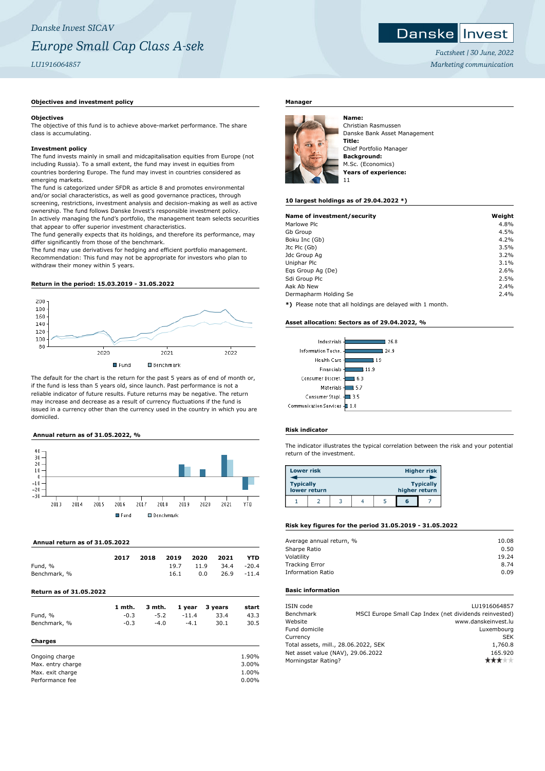*Danske Invest SICAV*

# *Europe Small Cap Class A-sek*

*LU1916064857*

Danske Invest

*Factsheet | 30 June, 2022*

*Marketing communication*

## Objectives and investment policy

**Objectives**

The objective of this fund is to achieve above-market performance. The share class is accumulating.

**Investment policy**

The fund invests mainly in small and midcapitalisation equities from Europe (not including Russia). To a small extent, the fund may invest in equities from countries bordering Europe. The fund may invest in countries considered as emerging markets.

The fund is categorized under SFDR as article 8 and promotes environmental and/or social characteristics, as well as good governance practices, through screening, restrictions, investment analysis and decision-making as well as active ownership. The fund follows Danske Invest's responsible investment policy.

In actively managing the fund's portfolio, the management team selects securities that appear to offer superior investment characteristics.

The fund generally expects that its holdings, and therefore its performance, may differ significantly from those of the benchmark.

The fund may use derivatives for hedging and efficient portfolio management.

Recommendation: This fund may not be appropriate for investors who plan to withdraw their money within 5 years.

## Return in the period: 15.03.2019 - 31.05.2022

The default for the chart is the return for the past 5 years as of end of month or, if the fund is less than 5 years old, since launch. Past performance is not a reliable indicator of future results. Future returns may be negative. The return may increase and decrease as a result of currency fluctuations if the fund is issued in a currency other than the currency used in the country in which you are domiciled.

## Annual return as of 31.05.2022, %

## Annual return as of 31.05.2022

| | 2017 | 2018 | 2019 | 2020 | 2021 | YTD |
|---|---|---|---|---|---|---|
| Fund, % | | | 19.7 | 11.9 | 34.4 | -20.4 |
| Benchmark, % | | | 16.1 | 0.0 | 26.9 | -11.4 |

## Return as of 31.05.2022

| | 1 mth. | 3 mth. | 1 year | 3 years | start |
|---|---|---|---|---|---|
| Fund, % | -0.3 | -5.2 | -11.4 | 33.4 | 43.3 |
| Benchmark, % | -0.3 | -4.0 | -4.1 | 30.1 | 30.5 |

## Charges

| | |
|---|---|
| Ongoing charge | 1.90% |
| Max. entry charge | 3.00% |
| Max. exit charge | 1.00% |
| Performance fee | 0.00% |

## Manager

**Name:**
Christian Rasmussen
Danske Bank Asset Management
**Title:**
Chief Portfolio Manager
**Background:**
M.Sc. (Economics)
**Years of experience:**
11

## 10 largest holdings as of 29.04.2022 *)

| Name of investment/security | Weight |
|---|---|
| Marlowe Plc | 4.8% |
| Gb Group | 4.5% |
| Boku Inc (Gb) | 4.2% |
| Jtc Plc (Gb) | 3.5% |
| Jdc Group Ag | 3.2% |
| Uniphar Plc | 3.1% |
| Eqs Group Ag (De) | 2.6% |
| Sdi Group Plc | 2.5% |
| Aak Ab New | 2.4% |
| Dermapharm Holding Se | 2.4% |

*) Please note that all holdings are delayed with 1 month.

## Asset allocation: Sectors as of 29.04.2022, %

| Sector | % |
|---|---|
| Industrials | 26.8 |
| Information Techn. | 24.9 |
| Health Care | 19 |
| Financials | 11.9 |
| Consumer Discret. | 6.3 |
| Materials | 5.7 |
| Consumer Stapl. | 3.5 |
| Communication Services | 1.8 |

## Risk indicator

The indicator illustrates the typical correlation between the risk and your potential return of the investment.

| Lower risk | | | | | | Higher risk |
|---|---|---|---|---|---|---|
| Typically lower return | | | | | | Typically higher return |
| 1 | 2 | 3 | 4 | 5 | **6** | 7 |

## Risk key figures for the period 31.05.2019 - 31.05.2022

| | |
|---|---|
| Average annual return, % | 10.08 |
| Sharpe Ratio | 0.50 |
| Volatility | 19.24 |
| Tracking Error | 8.74 |
| Information Ratio | 0.09 |

## Basic information

| | |
|---|---|
| ISIN code | LU1916064857 |
| Benchmark | MSCI Europe Small Cap Index (net dividends reinvested) |
| Website | www.danskeinvest.lu |
| Fund domicile | Luxembourg |
| Currency | SEK |
| Total assets, mill., 28.06.2022, SEK | 1,760.8 |
| Net asset value (NAV), 29.06.2022 | 165.920 |
| Morningstar Rating? | ★★★ |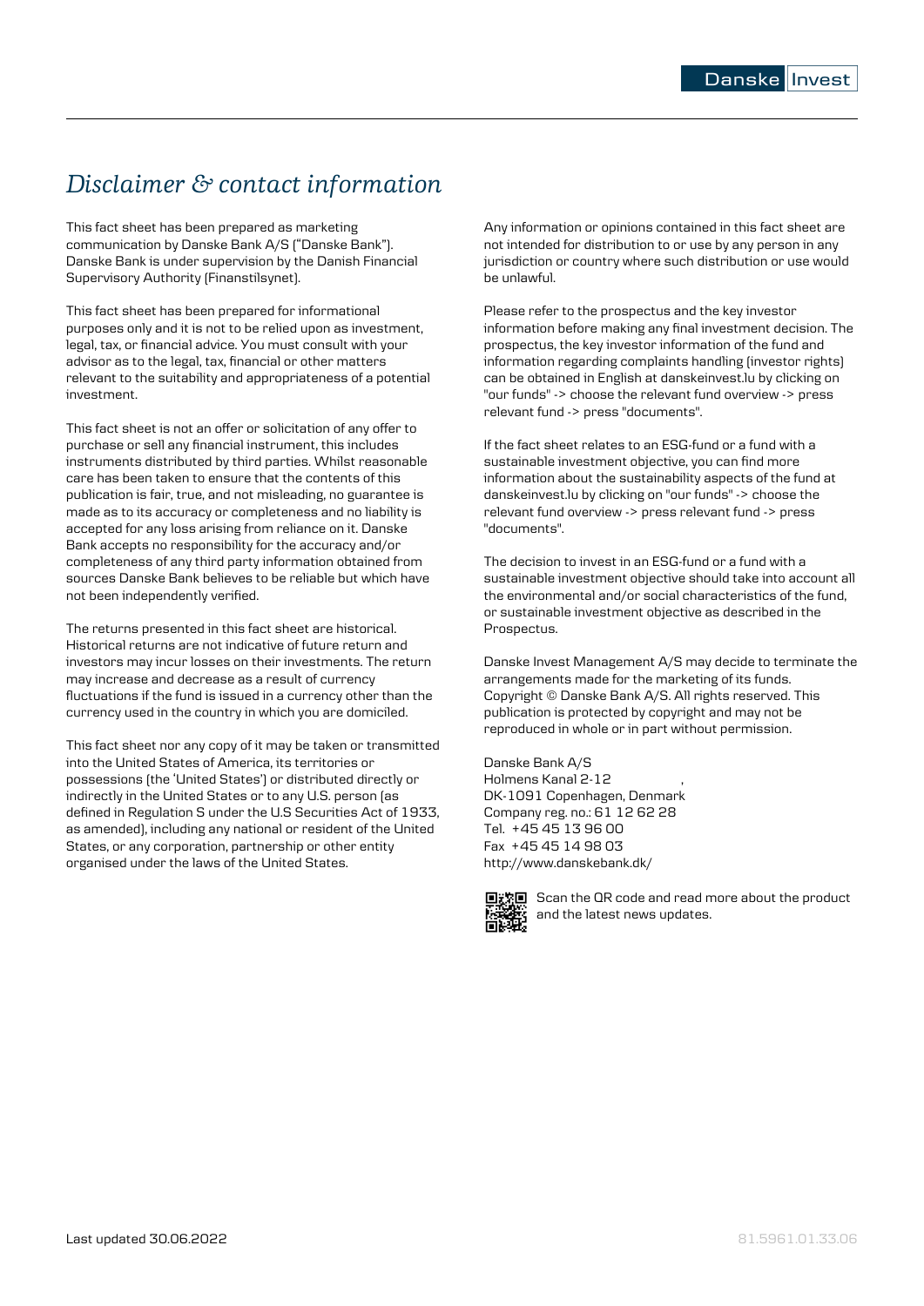# *Disclaimer & contact information*

This fact sheet has been prepared as marketing communication by Danske Bank A/S ("Danske Bank"). Danske Bank is under supervision by the Danish Financial Supervisory Authority (Finanstilsynet).

This fact sheet has been prepared for informational purposes only and it is not to be relied upon as investment, legal, tax, or financial advice. You must consult with your advisor as to the legal, tax, financial or other matters relevant to the suitability and appropriateness of a potential investment.

This fact sheet is not an offer or solicitation of any offer to purchase or sell any financial instrument, this includes instruments distributed by third parties. Whilst reasonable care has been taken to ensure that the contents of this publication is fair, true, and not misleading, no guarantee is made as to its accuracy or completeness and no liability is accepted for any loss arising from reliance on it. Danske Bank accepts no responsibility for the accuracy and/or completeness of any third party information obtained from sources Danske Bank believes to be reliable but which have not been independently verified.

The returns presented in this fact sheet are historical. Historical returns are not indicative of future return and investors may incur losses on their investments. The return may increase and decrease as a result of currency fluctuations if the fund is issued in a currency other than the currency used in the country in which you are domiciled.

This fact sheet nor any copy of it may be taken or transmitted into the United States of America, its territories or possessions (the 'United States') or distributed directly or indirectly in the United States or to any U.S. person (as defined in Regulation S under the U.S Securities Act of 1933, as amended), including any national or resident of the United States, or any corporation, partnership or other entity organised under the laws of the United States.

Any information or opinions contained in this fact sheet are not intended for distribution to or use by any person in any jurisdiction or country where such distribution or use would be unlawful.

Please refer to the prospectus and the key investor information before making any final investment decision. The prospectus, the key investor information of the fund and information regarding complaints handling (investor rights) can be obtained in English at danskeinvest.lu by clicking on "our funds" -> choose the relevant fund overview -> press relevant fund -> press "documents".

If the fact sheet relates to an ESG-fund or a fund with a sustainable investment objective, you can find more information about the sustainability aspects of the fund at danskeinvest.lu by clicking on "our funds" -> choose the relevant fund overview -> press relevant fund -> press "documents".

The decision to invest in an ESG-fund or a fund with a sustainable investment objective should take into account all the environmental and/or social characteristics of the fund, or sustainable investment objective as described in the Prospectus.

Danske Invest Management A/S may decide to terminate the arrangements made for the marketing of its funds. Copyright © Danske Bank A/S. All rights reserved. This publication is protected by copyright and may not be reproduced in whole or in part without permission.

Danske Bank A/S
Holmens Kanal 2-12
DK-1091 Copenhagen, Denmark
Company reg. no.: 61 12 62 28
Tel. +45 45 13 96 00
Fax +45 45 14 98 03
http://www.danskebank.dk/

Scan the QR code and read more about the product and the latest news updates.

Last updated 30.06.2022

81.5961.01.33.06